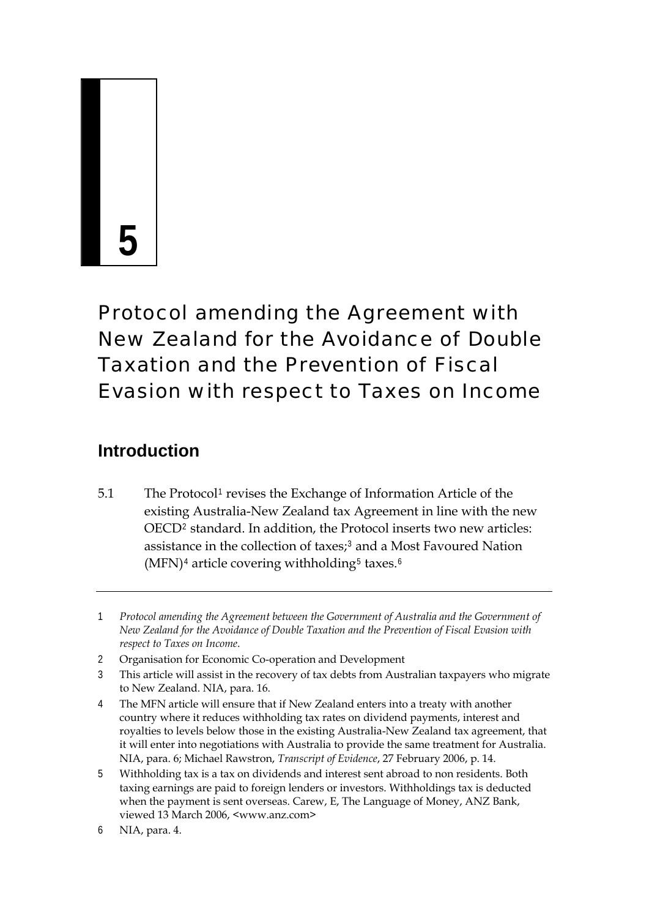# 5

# Protocol amending the Agreement with New Zealand for the Avoidance of Double Taxation and the Prevention of Fiscal Evasion with respect to Taxes on Income

## Introduction

5.1 The Protocol[1] revises the Exchange of Information Article of the existing Australia-New Zealand tax Agreement in line with the new OECD[2] standard. In addition, the Protocol inserts two new articles: assistance in the collection of taxes;[3] and a Most Favoured Nation (MFN)[4] article covering withholding[5] taxes.[6]

---

1 *Protocol amending the Agreement between the Government of Australia and the Government of New Zealand for the Avoidance of Double Taxation and the Prevention of Fiscal Evasion with respect to Taxes on Income*.

2 Organisation for Economic Co-operation and Development

3 This article will assist in the recovery of tax debts from Australian taxpayers who migrate to New Zealand. NIA, para. 16.

4 The MFN article will ensure that if New Zealand enters into a treaty with another country where it reduces withholding tax rates on dividend payments, interest and royalties to levels below those in the existing Australia-New Zealand tax agreement, that it will enter into negotiations with Australia to provide the same treatment for Australia. NIA, para. 6; Michael Rawstron, *Transcript of Evidence*, 27 February 2006, p. 14.

5 Withholding tax is a tax on dividends and interest sent abroad to non residents. Both taxing earnings are paid to foreign lenders or investors. Withholdings tax is deducted when the payment is sent overseas. Carew, E, The Language of Money, ANZ Bank, viewed 13 March 2006, <www.anz.com>

6 NIA, para. 4.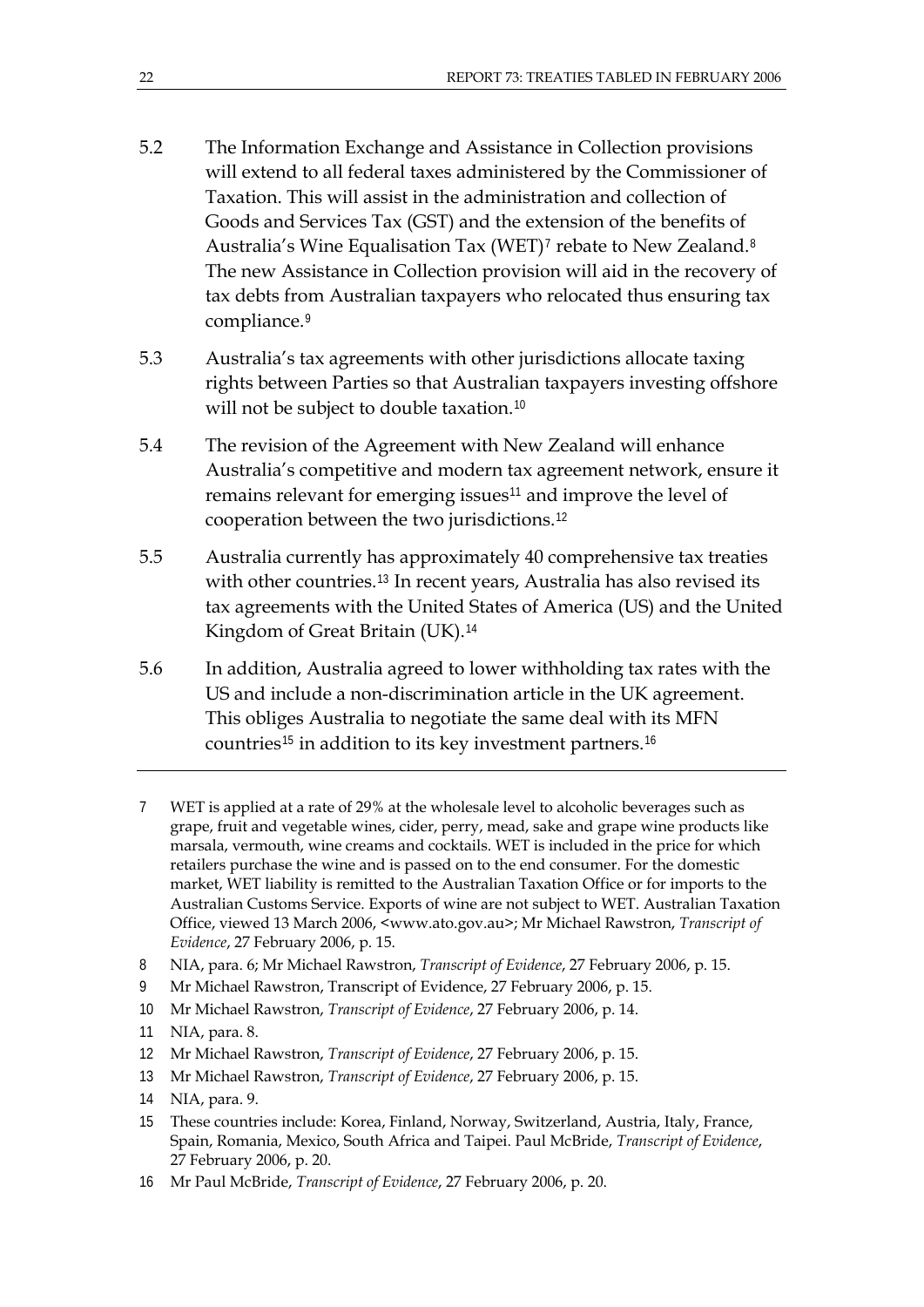5.2 The Information Exchange and Assistance in Collection provisions will extend to all federal taxes administered by the Commissioner of Taxation. This will assist in the administration and collection of Goods and Services Tax (GST) and the extension of the benefits of Australia's Wine Equalisation Tax (WET)[7] rebate to New Zealand.[8] The new Assistance in Collection provision will aid in the recovery of tax debts from Australian taxpayers who relocated thus ensuring tax compliance.[9]

5.3 Australia's tax agreements with other jurisdictions allocate taxing rights between Parties so that Australian taxpayers investing offshore will not be subject to double taxation.[10]

5.4 The revision of the Agreement with New Zealand will enhance Australia's competitive and modern tax agreement network, ensure it remains relevant for emerging issues[11] and improve the level of cooperation between the two jurisdictions.[12]

5.5 Australia currently has approximately 40 comprehensive tax treaties with other countries.[13] In recent years, Australia has also revised its tax agreements with the United States of America (US) and the United Kingdom of Great Britain (UK).[14]

5.6 In addition, Australia agreed to lower withholding tax rates with the US and include a non-discrimination article in the UK agreement. This obliges Australia to negotiate the same deal with its MFN countries[15] in addition to its key investment partners.[16]

---

7 WET is applied at a rate of 29% at the wholesale level to alcoholic beverages such as grape, fruit and vegetable wines, cider, perry, mead, sake and grape wine products like marsala, vermouth, wine creams and cocktails. WET is included in the price for which retailers purchase the wine and is passed on to the end consumer. For the domestic market, WET liability is remitted to the Australian Taxation Office or for imports to the Australian Customs Service. Exports of wine are not subject to WET. Australian Taxation Office, viewed 13 March 2006, <www.ato.gov.au>; Mr Michael Rawstron, *Transcript of Evidence*, 27 February 2006, p. 15.

8 NIA, para. 6; Mr Michael Rawstron, *Transcript of Evidence*, 27 February 2006, p. 15.

9 Mr Michael Rawstron, Transcript of Evidence, 27 February 2006, p. 15.

10 Mr Michael Rawstron, *Transcript of Evidence*, 27 February 2006, p. 14.

11 NIA, para. 8.

12 Mr Michael Rawstron, *Transcript of Evidence*, 27 February 2006, p. 15.

13 Mr Michael Rawstron, *Transcript of Evidence*, 27 February 2006, p. 15.

14 NIA, para. 9.

15 These countries include: Korea, Finland, Norway, Switzerland, Austria, Italy, France, Spain, Romania, Mexico, South Africa and Taipei. Paul McBride, *Transcript of Evidence*, 27 February 2006, p. 20.

16 Mr Paul McBride, *Transcript of Evidence*, 27 February 2006, p. 20.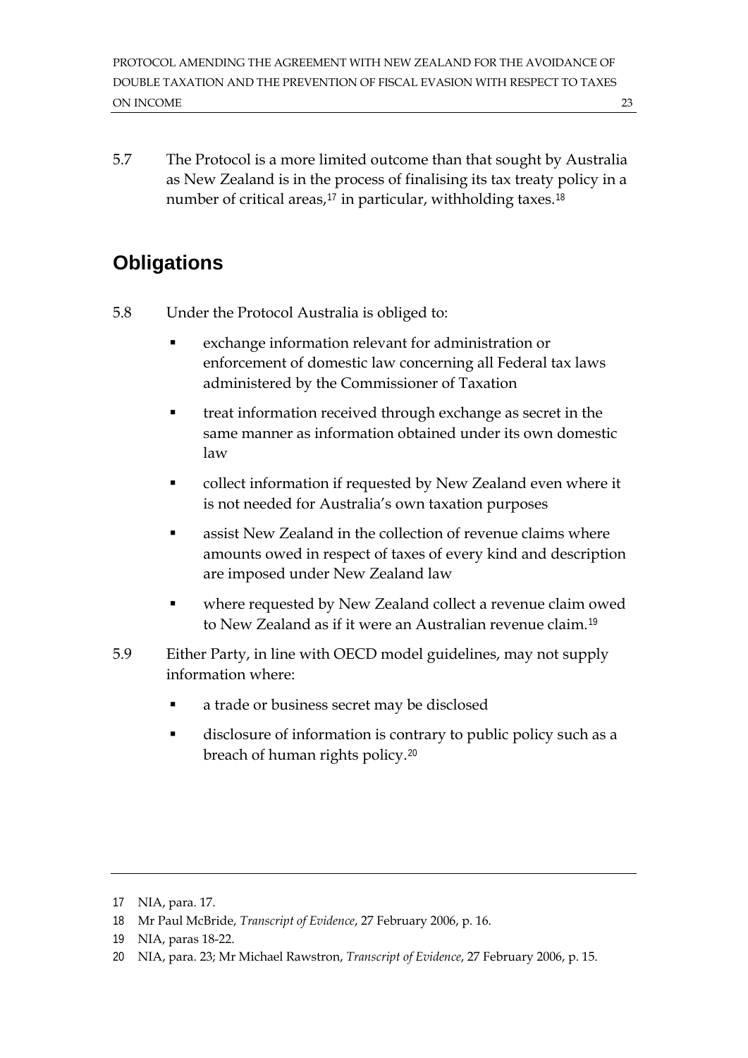5.7 The Protocol is a more limited outcome than that sought by Australia as New Zealand is in the process of finalising its tax treaty policy in a number of critical areas,[17] in particular, withholding taxes.[18]

## Obligations

5.8 Under the Protocol Australia is obliged to:

- exchange information relevant for administration or enforcement of domestic law concerning all Federal tax laws administered by the Commissioner of Taxation
- treat information received through exchange as secret in the same manner as information obtained under its own domestic law
- collect information if requested by New Zealand even where it is not needed for Australia's own taxation purposes
- assist New Zealand in the collection of revenue claims where amounts owed in respect of taxes of every kind and description are imposed under New Zealand law
- where requested by New Zealand collect a revenue claim owed to New Zealand as if it were an Australian revenue claim.[19]

5.9 Either Party, in line with OECD model guidelines, may not supply information where:

- a trade or business secret may be disclosed
- disclosure of information is contrary to public policy such as a breach of human rights policy.[20]

---

17 NIA, para. 17.

18 Mr Paul McBride, *Transcript of Evidence*, 27 February 2006, p. 16.

19 NIA, paras 18-22.

20 NIA, para. 23; Mr Michael Rawstron, *Transcript of Evidence*, 27 February 2006, p. 15.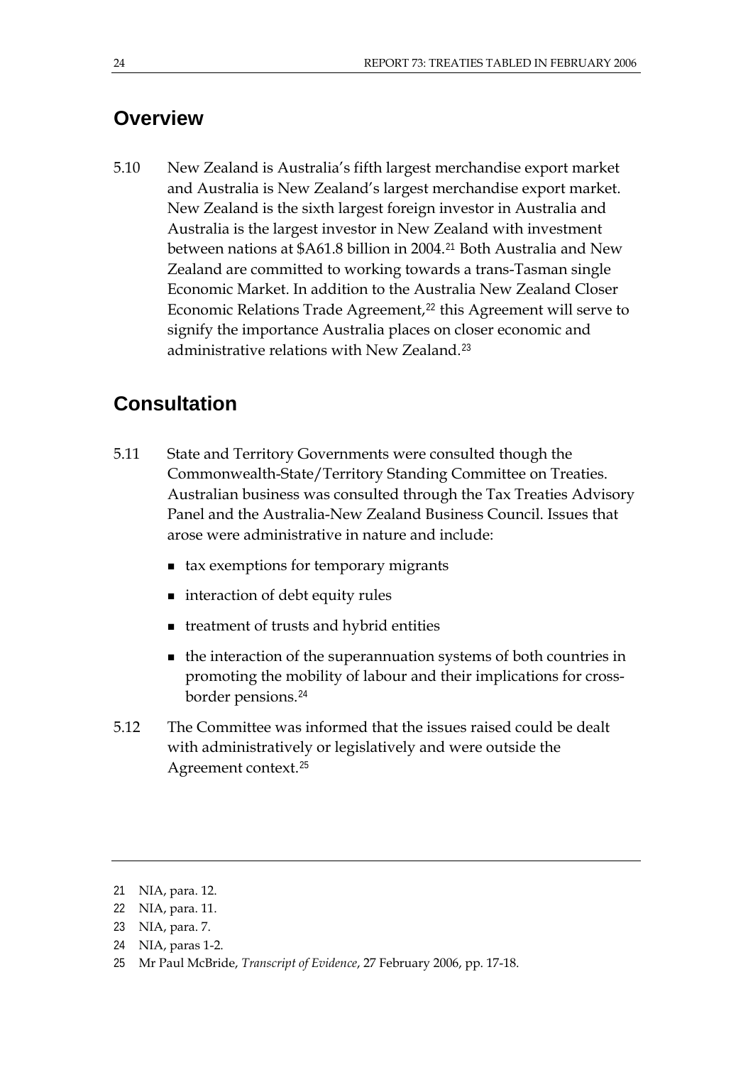## Overview

5.10 New Zealand is Australia's fifth largest merchandise export market and Australia is New Zealand's largest merchandise export market. New Zealand is the sixth largest foreign investor in Australia and Australia is the largest investor in New Zealand with investment between nations at $A61.8 billion in 2004.[21] Both Australia and New Zealand are committed to working towards a trans-Tasman single Economic Market. In addition to the Australia New Zealand Closer Economic Relations Trade Agreement,[22] this Agreement will serve to signify the importance Australia places on closer economic and administrative relations with New Zealand.[23]

## Consultation

5.11 State and Territory Governments were consulted though the Commonwealth-State/Territory Standing Committee on Treaties. Australian business was consulted through the Tax Treaties Advisory Panel and the Australia-New Zealand Business Council. Issues that arose were administrative in nature and include:

- tax exemptions for temporary migrants
- interaction of debt equity rules
- treatment of trusts and hybrid entities
- the interaction of the superannuation systems of both countries in promoting the mobility of labour and their implications for cross-border pensions.[24]

5.12 The Committee was informed that the issues raised could be dealt with administratively or legislatively and were outside the Agreement context.[25]

---

21 NIA, para. 12.

22 NIA, para. 11.

23 NIA, para. 7.

24 NIA, paras 1-2.

25 Mr Paul McBride, *Transcript of Evidence*, 27 February 2006, pp. 17-18.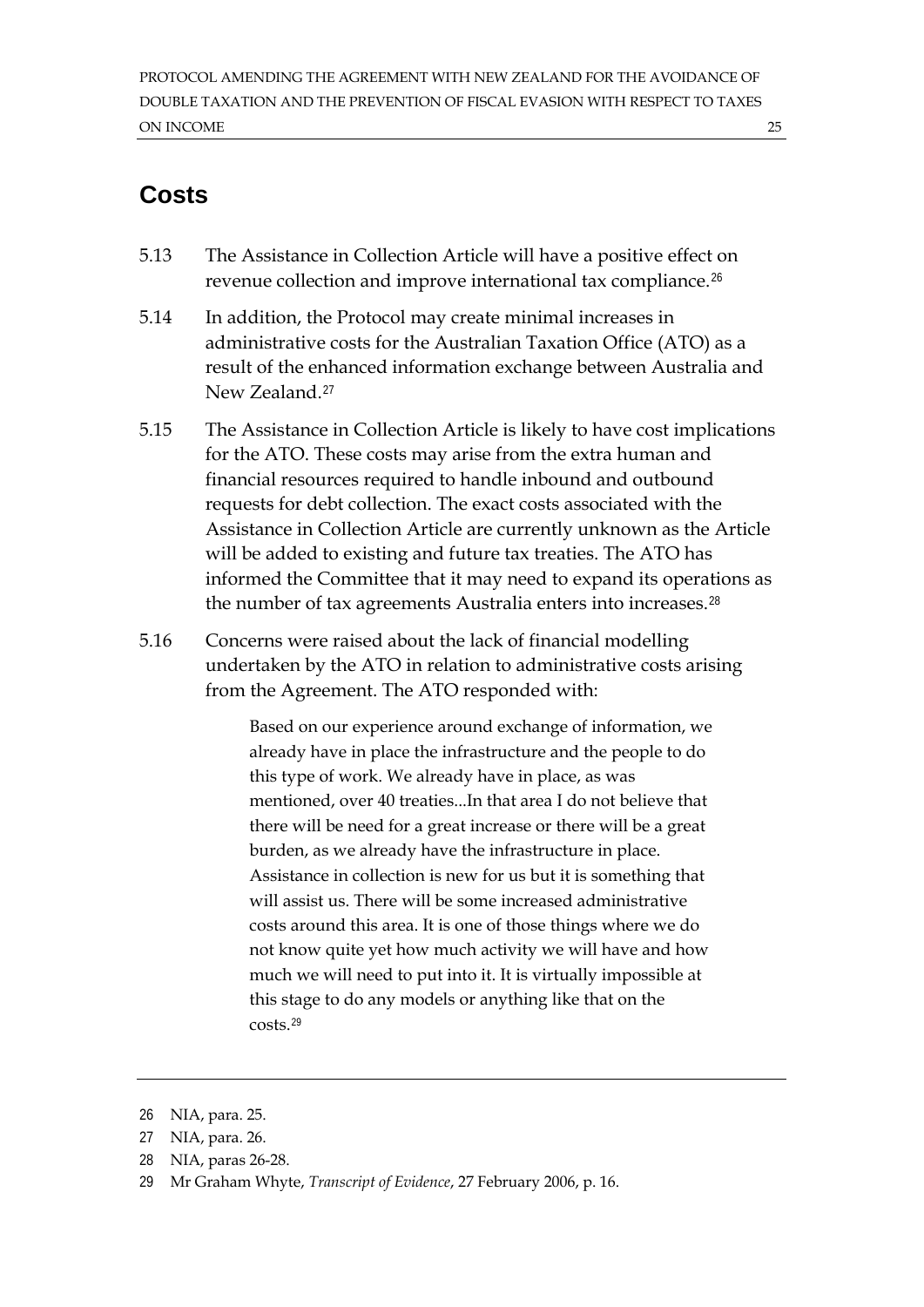## Costs

5.13 The Assistance in Collection Article will have a positive effect on revenue collection and improve international tax compliance.[26]

5.14 In addition, the Protocol may create minimal increases in administrative costs for the Australian Taxation Office (ATO) as a result of the enhanced information exchange between Australia and New Zealand.[27]

5.15 The Assistance in Collection Article is likely to have cost implications for the ATO. These costs may arise from the extra human and financial resources required to handle inbound and outbound requests for debt collection. The exact costs associated with the Assistance in Collection Article are currently unknown as the Article will be added to existing and future tax treaties. The ATO has informed the Committee that it may need to expand its operations as the number of tax agreements Australia enters into increases.[28]

5.16 Concerns were raised about the lack of financial modelling undertaken by the ATO in relation to administrative costs arising from the Agreement. The ATO responded with:

> Based on our experience around exchange of information, we already have in place the infrastructure and the people to do this type of work. We already have in place, as was mentioned, over 40 treaties...In that area I do not believe that there will be need for a great increase or there will be a great burden, as we already have the infrastructure in place. Assistance in collection is new for us but it is something that will assist us. There will be some increased administrative costs around this area. It is one of those things where we do not know quite yet how much activity we will have and how much we will need to put into it. It is virtually impossible at this stage to do any models or anything like that on the costs.[29]

---

26 NIA, para. 25.

27 NIA, para. 26.

28 NIA, paras 26-28.

29 Mr Graham Whyte, *Transcript of Evidence*, 27 February 2006, p. 16.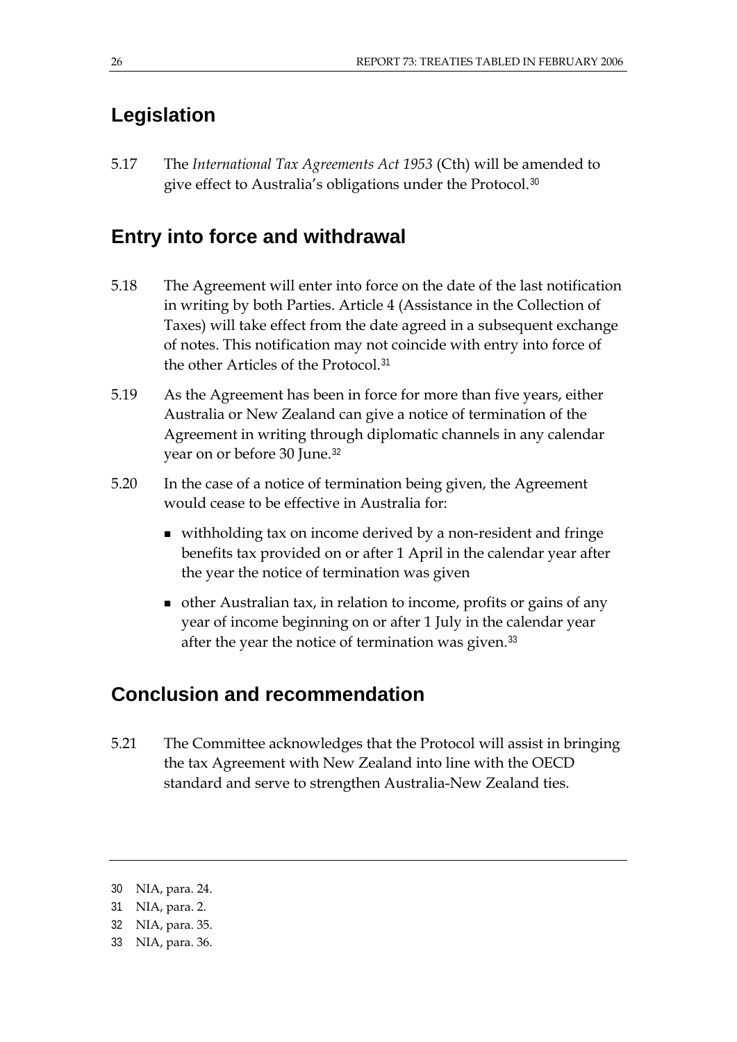## Legislation

5.17 The *International Tax Agreements Act 1953* (Cth) will be amended to give effect to Australia's obligations under the Protocol.[30]

## Entry into force and withdrawal

5.18 The Agreement will enter into force on the date of the last notification in writing by both Parties. Article 4 (Assistance in the Collection of Taxes) will take effect from the date agreed in a subsequent exchange of notes. This notification may not coincide with entry into force of the other Articles of the Protocol.[31]

5.19 As the Agreement has been in force for more than five years, either Australia or New Zealand can give a notice of termination of the Agreement in writing through diplomatic channels in any calendar year on or before 30 June.[32]

5.20 In the case of a notice of termination being given, the Agreement would cease to be effective in Australia for:

- withholding tax on income derived by a non-resident and fringe benefits tax provided on or after 1 April in the calendar year after the year the notice of termination was given
- other Australian tax, in relation to income, profits or gains of any year of income beginning on or after 1 July in the calendar year after the year the notice of termination was given.[33]

## Conclusion and recommendation

5.21 The Committee acknowledges that the Protocol will assist in bringing the tax Agreement with New Zealand into line with the OECD standard and serve to strengthen Australia-New Zealand ties.

---

30 NIA, para. 24.

31 NIA, para. 2.

32 NIA, para. 35.

33 NIA, para. 36.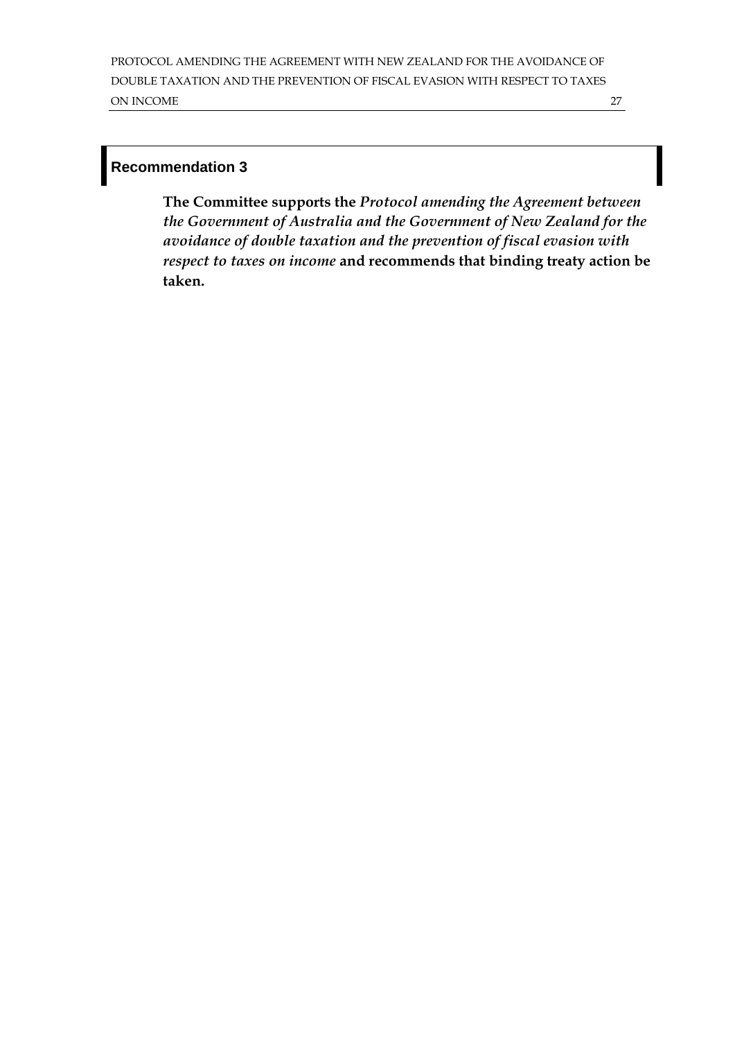### Recommendation 3

**The Committee supports the *Protocol amending the Agreement between the Government of Australia and the Government of New Zealand for the avoidance of double taxation and the prevention of fiscal evasion with respect to taxes on income* and recommends that binding treaty action be taken.**